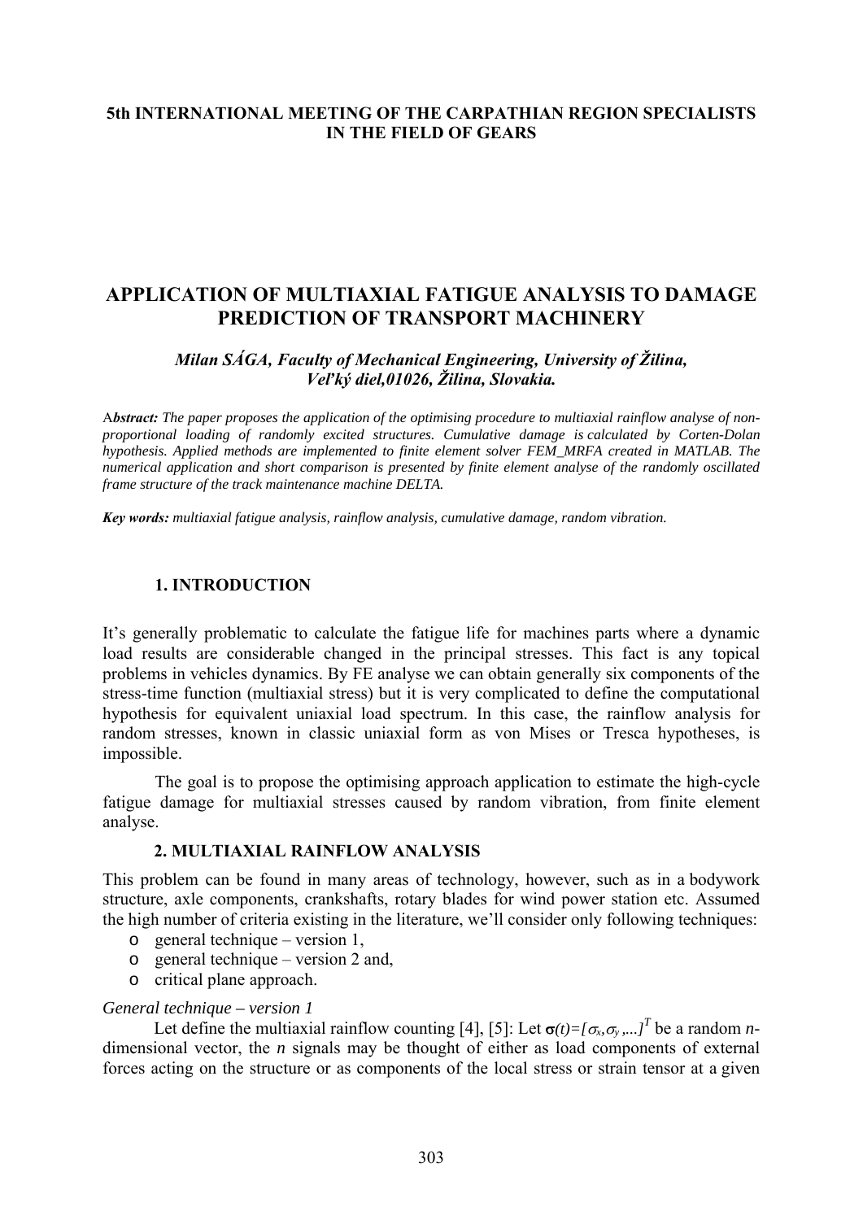**5th INTERNATIONAL MEETING OF THE CARPATHIAN REGION SPECIALISTS IN THE FIELD OF GEARS**

# APPLICATION OF MULTIAXIAL FATIGUE ANALYSIS TO DAMAGE PREDICTION OF TRANSPORT MACHINERY

***Milan SÁGA, Faculty of Mechanical Engineering, University of Žilina, Veľký diel,01026, Žilina, Slovakia.***

A***bstract:*** *The paper proposes the application of the optimising procedure to multiaxial rainflow analyse of non-proportional loading of randomly excited structures. Cumulative damage is calculated by Corten-Dolan hypothesis. Applied methods are implemented to finite element solver FEM_MRFA created in MATLAB. The numerical application and short comparison is presented by finite element analyse of the randomly oscillated frame structure of the track maintenance machine DELTA.*

***Key words:*** *multiaxial fatigue analysis, rainflow analysis, cumulative damage, random vibration.*

## 1. INTRODUCTION

It's generally problematic to calculate the fatigue life for machines parts where a dynamic load results are considerable changed in the principal stresses. This fact is any topical problems in vehicles dynamics. By FE analyse we can obtain generally six components of the stress-time function (multiaxial stress) but it is very complicated to define the computational hypothesis for equivalent uniaxial load spectrum. In this case, the rainflow analysis for random stresses, known in classic uniaxial form as von Mises or Tresca hypotheses, is impossible.

The goal is to propose the optimising approach application to estimate the high-cycle fatigue damage for multiaxial stresses caused by random vibration, from finite element analyse.

## 2. MULTIAXIAL RAINFLOW ANALYSIS

This problem can be found in many areas of technology, however, such as in a bodywork structure, axle components, crankshafts, rotary blades for wind power station etc. Assumed the high number of criteria existing in the literature, we'll consider only following techniques:

- general technique – version 1,
- general technique – version 2 and,
- critical plane approach.

*General technique – version 1*

Let define the multiaxial rainflow counting [4], [5]: Let $\boldsymbol{\sigma}(t)=[\sigma_x,\sigma_y,...]^T$ be a random *n*-dimensional vector, the *n* signals may be thought of either as load components of external forces acting on the structure or as components of the local stress or strain tensor at a given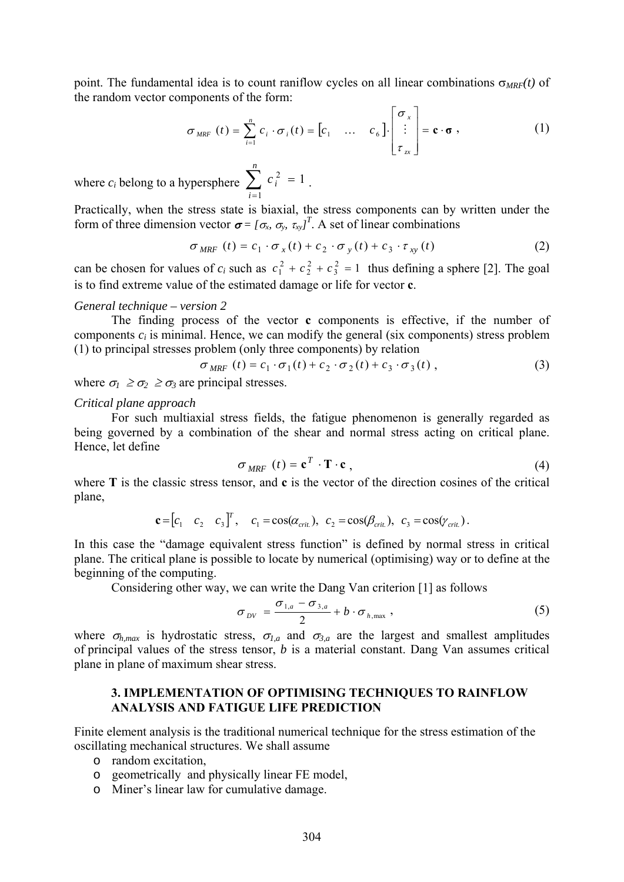point. The fundamental idea is to count raniflow cycles on all linear combinations $\sigma_{MRF}(t)$ of the random vector components of the form:

$$\sigma_{MRF}(t) = \sum_{i=1}^{n} c_i \cdot \sigma_i(t) = \begin{bmatrix} c_1 & \dots & c_6 \end{bmatrix} \cdot \begin{bmatrix} \sigma_x \\ \vdots \\ \tau_{zx} \end{bmatrix} = \mathbf{c} \cdot \boldsymbol{\sigma} \,, \tag{1}$$

where $c_i$ belong to a hypersphere $\sum_{i=1}^{n} c_i^2 = 1$.

Practically, when the stress state is biaxial, the stress components can by written under the form of three dimension vector $\boldsymbol{\sigma} = [\sigma_x, \sigma_y, \tau_{xy}]^T$. A set of linear combinations

$$\sigma_{MRF}(t) = c_1 \cdot \sigma_x(t) + c_2 \cdot \sigma_y(t) + c_3 \cdot \tau_{xy}(t) \tag{2}$$

can be chosen for values of $c_i$ such as $c_1^2 + c_2^2 + c_3^2 = 1$ thus defining a sphere [2]. The goal is to find extreme value of the estimated damage or life for vector **c**.

*General technique – version 2*

The finding process of the vector **c** components is effective, if the number of components $c_i$ is minimal. Hence, we can modify the general (six components) stress problem (1) to principal stresses problem (only three components) by relation

$$\sigma_{MRF}(t) = c_1 \cdot \sigma_1(t) + c_2 \cdot \sigma_2(t) + c_3 \cdot \sigma_3(t) \,, \tag{3}$$

where $\sigma_1 \geq \sigma_2 \geq \sigma_3$ are principal stresses.

*Critical plane approach*

For such multiaxial stress fields, the fatigue phenomenon is generally regarded as being governed by a combination of the shear and normal stress acting on critical plane. Hence, let define

$$\sigma_{MRF}(t) = \mathbf{c}^T \cdot \mathbf{T} \cdot \mathbf{c} \,, \tag{4}$$

where **T** is the classic stress tensor, and **c** is the vector of the direction cosines of the critical plane,

$$\mathbf{c} = \begin{bmatrix} c_1 & c_2 & c_3 \end{bmatrix}^T, \quad c_1 = \cos(\alpha_{crit.}),\ c_2 = \cos(\beta_{crit.}),\ c_3 = \cos(\gamma_{crit.}) \,.$$

In this case the "damage equivalent stress function" is defined by normal stress in critical plane. The critical plane is possible to locate by numerical (optimising) way or to define at the beginning of the computing.

Considering other way, we can write the Dang Van criterion [1] as follows

$$\sigma_{DV} = \frac{\sigma_{1,a} - \sigma_{3,a}}{2} + b \cdot \sigma_{h,\max} \,, \tag{5}$$

where $\sigma_{h,max}$ is hydrostatic stress, $\sigma_{1,a}$ and $\sigma_{3,a}$ are the largest and smallest amplitudes of principal values of the stress tensor, $b$ is a material constant. Dang Van assumes critical plane in plane of maximum shear stress.

## 3. IMPLEMENTATION OF OPTIMISING TECHNIQUES TO RAINFLOW ANALYSIS AND FATIGUE LIFE PREDICTION

Finite element analysis is the traditional numerical technique for the stress estimation of the oscillating mechanical structures. We shall assume

- random excitation,
- geometrically and physically linear FE model,
- Miner's linear law for cumulative damage.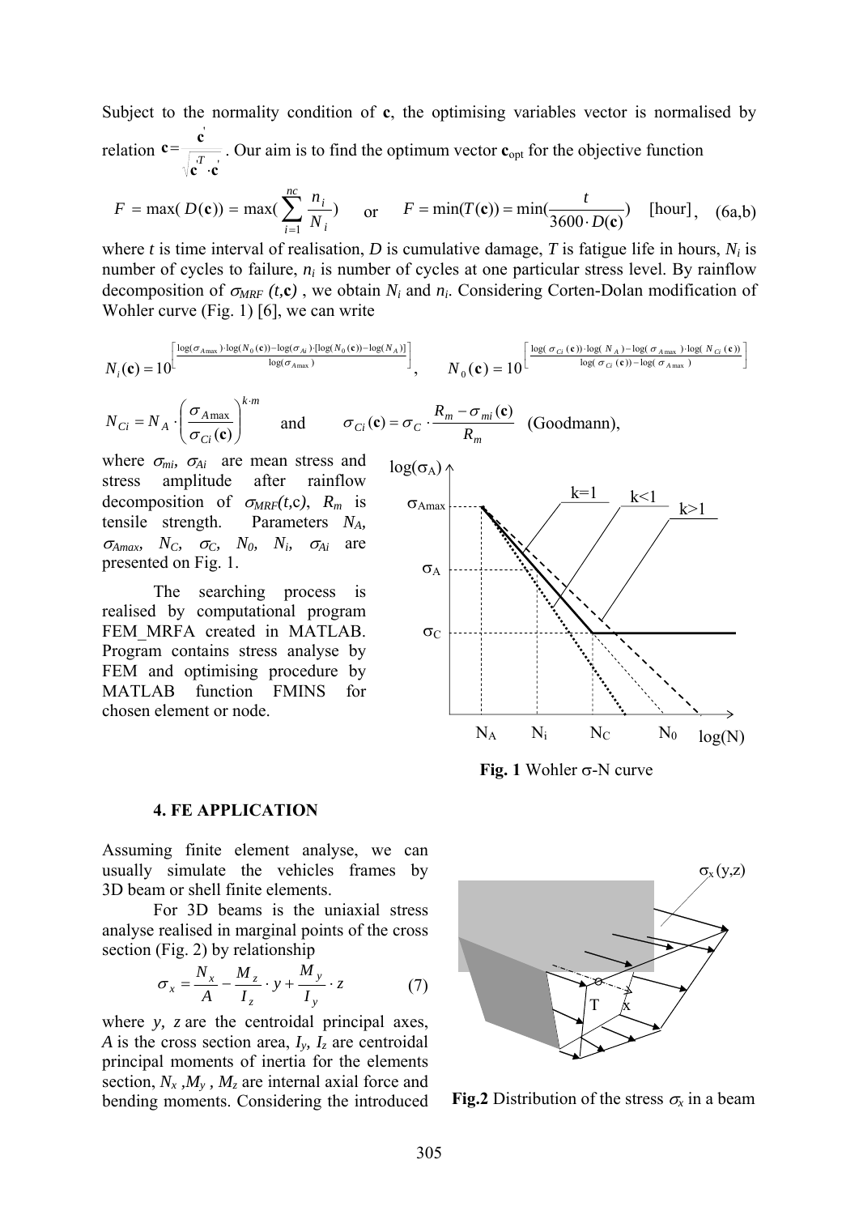Subject to the normality condition of **c**, the optimising variables vector is normalised by relation $\mathbf{c} = \frac{\mathbf{c}'}{\sqrt{\mathbf{c}'^T \cdot \mathbf{c}'}}$. Our aim is to find the optimum vector $\mathbf{c}_{opt}$ for the objective function

$$F = \max(D(\mathbf{c})) = \max\left(\sum_{i=1}^{nc} \frac{n_i}{N_i}\right) \quad \text{or} \quad F = \min(T(\mathbf{c})) = \min\left(\frac{t}{3600 \cdot D(\mathbf{c})}\right) \quad [\text{hour}], \quad (6a,b)$$

where $t$ is time interval of realisation, $D$ is cumulative damage, $T$ is fatigue life in hours, $N_i$ is number of cycles to failure, $n_i$ is number of cycles at one particular stress level. By rainflow decomposition of $\sigma_{MRF}(t,\mathbf{c})$, we obtain $N_i$ and $n_i$. Considering Corten-Dolan modification of Wohler curve (Fig. 1) [6], we can write

$$N_i(\mathbf{c}) = 10^{\left[\frac{\log(\sigma_{A\max})\cdot\log(N_0(\mathbf{c})) - \log(\sigma_{Ai})\cdot[\log(N_0(\mathbf{c})) - \log(N_A)]}{\log(\sigma_{A\max})}\right]}, \qquad N_0(\mathbf{c}) = 10^{\left[\frac{\log(\sigma_{Ci}(\mathbf{c}))\cdot\log(N_A) - \log(\sigma_{A\max})\cdot\log(N_{Ci}(\mathbf{c}))}{\log(\sigma_{Ci}(\mathbf{c})) - \log(\sigma_{A\max})}\right]}$$

$$N_{Ci} = N_A \cdot \left(\frac{\sigma_{A\max}}{\sigma_{Ci}(\mathbf{c})}\right)^{k\cdot m} \quad \text{and} \quad \sigma_{Ci}(\mathbf{c}) = \sigma_C \cdot \frac{R_m - \sigma_{mi}(\mathbf{c})}{R_m} \quad \text{(Goodmann)},$$

where $\sigma_{mi}$, $\sigma_{Ai}$ are mean stress and stress amplitude after rainflow decomposition of $\sigma_{MRF}(t,\mathbf{c})$, $R_m$ is tensile strength. Parameters $N_A$, $\sigma_{Amax}$, $N_C$, $\sigma_C$, $N_0$, $N_i$, $\sigma_{Ai}$ are presented on Fig. 1.

The searching process is realised by computational program FEM_MRFA created in MATLAB. Program contains stress analyse by FEM and optimising procedure by MATLAB function FMINS for chosen element or node.

**Fig. 1** Wohler σ-N curve

### 4. FE APPLICATION

Assuming finite element analyse, we can usually simulate the vehicles frames by 3D beam or shell finite elements.

For 3D beams is the uniaxial stress analyse realised in marginal points of the cross section (Fig. 2) by relationship

$$\sigma_x = \frac{N_x}{A} - \frac{M_z}{I_z} \cdot y + \frac{M_y}{I_y} \cdot z \qquad (7)$$

where $y$, $z$ are the centroidal principal axes, $A$ is the cross section area, $I_y$, $I_z$ are centroidal principal moments of inertia for the elements section, $N_x$, $M_y$, $M_z$ are internal axial force and bending moments. Considering the introduced

**Fig.2** Distribution of the stress $\sigma_x$ in a beam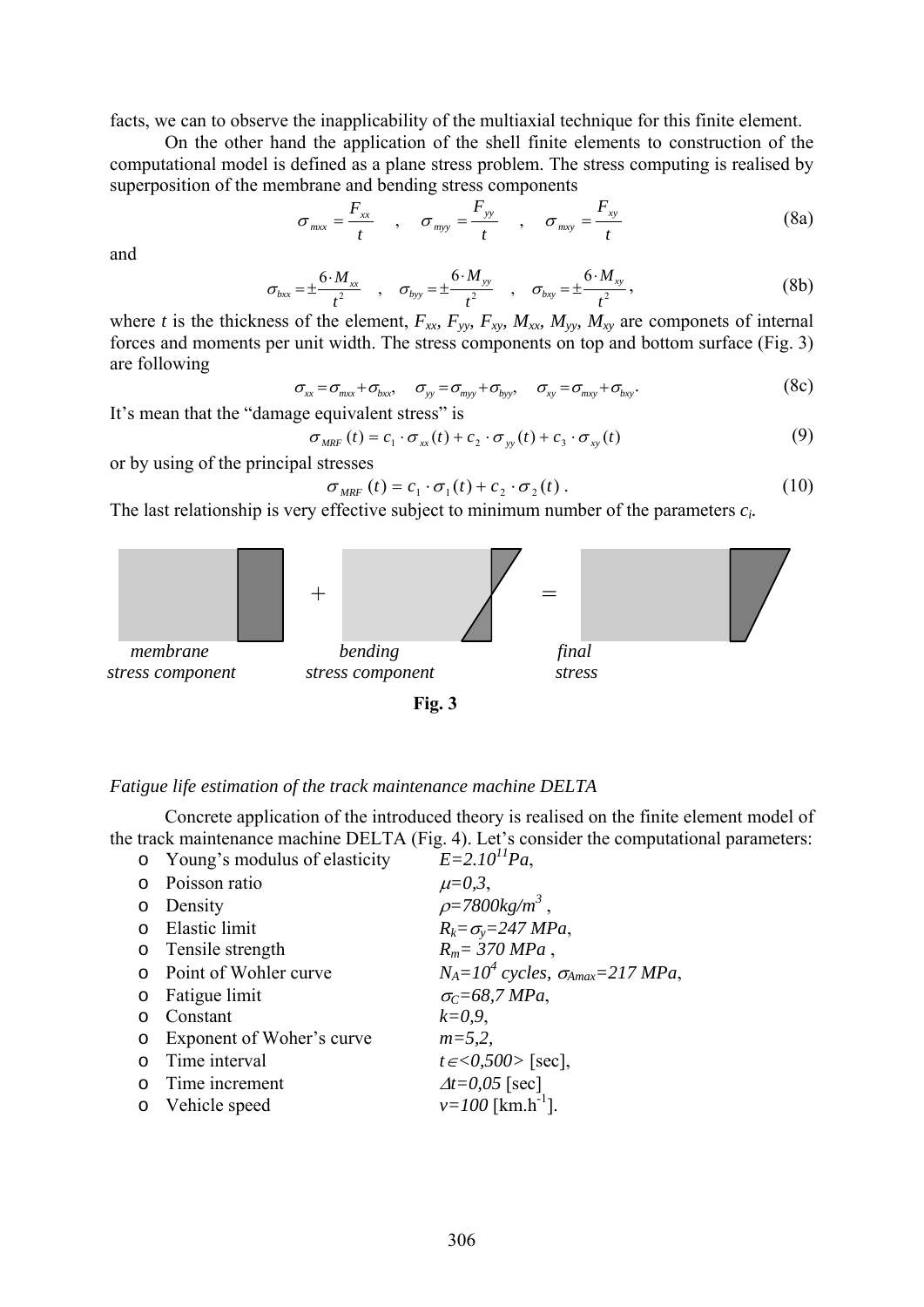facts, we can to observe the inapplicability of the multiaxial technique for this finite element.

On the other hand the application of the shell finite elements to construction of the computational model is defined as a plane stress problem. The stress computing is realised by superposition of the membrane and bending stress components

$$\sigma_{mxx} = \frac{F_{xx}}{t} \quad , \quad \sigma_{myy} = \frac{F_{yy}}{t} \quad , \quad \sigma_{mxy} = \frac{F_{xy}}{t} \tag{8a}$$

and

$$\sigma_{bxx} = \pm\frac{6 \cdot M_{xx}}{t^2} \quad , \quad \sigma_{byy} = \pm\frac{6 \cdot M_{yy}}{t^2} \quad , \quad \sigma_{bxy} = \pm\frac{6 \cdot M_{xy}}{t^2}, \tag{8b}$$

where $t$ is the thickness of the element, $F_{xx}$, $F_{yy}$, $F_{xy}$, $M_{xx}$, $M_{yy}$, $M_{xy}$ are componets of internal forces and moments per unit width. The stress components on top and bottom surface (Fig. 3) are following

$$\sigma_{xx} = \sigma_{mxx} + \sigma_{bxx}, \quad \sigma_{yy} = \sigma_{myy} + \sigma_{byy}, \quad \sigma_{xy} = \sigma_{mxy} + \sigma_{bxy}. \tag{8c}$$

It's mean that the "damage equivalent stress" is

$$\sigma_{MRF}(t) = c_1 \cdot \sigma_{xx}(t) + c_2 \cdot \sigma_{yy}(t) + c_3 \cdot \sigma_{xy}(t) \tag{9}$$

or by using of the principal stresses

$$\sigma_{MRF}(t) = c_1 \cdot \sigma_1(t) + c_2 \cdot \sigma_2(t) \,. \tag{10}$$

The last relationship is very effective subject to minimum number of the parameters $c_i$.

*membrane stress component* + *bending stress component* = *final stress*

**Fig. 3**

*Fatigue life estimation of the track maintenance machine DELTA*

Concrete application of the introduced theory is realised on the finite element model of the track maintenance machine DELTA (Fig. 4). Let's consider the computational parameters:

- Young's modulus of elasticity $E=2.10^{11} Pa$,
- Poisson ratio $\mu=0,3$,
- Density $\rho=7800 kg/m^3$ ,
- Elastic limit $R_k=\sigma_y=247\ MPa$,
- Tensile strength $R_m= 370\ MPa$ ,
- Point of Wohler curve $N_A=10^4$ cycles, $\sigma_{Amax}=217\ MPa$,
- Fatigue limit $\sigma_C=68,7\ MPa$,
- Constant $k=0,9$,
- Exponent of Woher's curve $m=5,2$,
- Time interval $t\in<0,500>$ [sec],
- Time increment $\Delta t=0,05$ [sec]
- Vehicle speed $v=100$ [km.h$^{-1}$].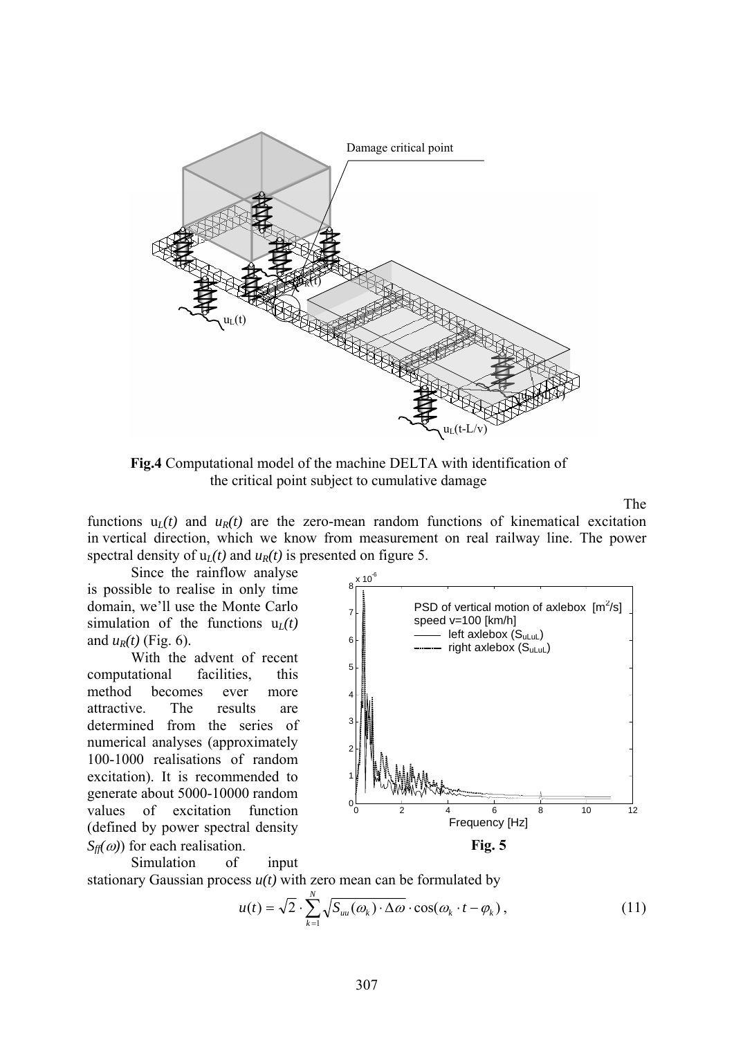**Fig.4** Computational model of the machine DELTA with identification of the critical point subject to cumulative damage

The functions $u_L(t)$ and $u_R(t)$ are the zero-mean random functions of kinematical excitation in vertical direction, which we know from measurement on real railway line. The power spectral density of $u_L(t)$ and $u_R(t)$ is presented on figure 5.

Since the rainflow analyse is possible to realise in only time domain, we'll use the Monte Carlo simulation of the functions $u_L(t)$ and $u_R(t)$ (Fig. 6).

With the advent of recent computational facilities, this method becomes ever more attractive. The results are determined from the series of numerical analyses (approximately 100-1000 realisations of random excitation). It is recommended to generate about 5000-10000 random values of excitation function (defined by power spectral density $S_{ff}(\omega)$) for each realisation.

**Fig. 5**

Simulation of input stationary Gaussian process $u(t)$ with zero mean can be formulated by

$$u(t) = \sqrt{2} \cdot \sum_{k=1}^{N} \sqrt{S_{uu}(\omega_k) \cdot \Delta\omega} \cdot \cos(\omega_k \cdot t - \varphi_k)\,, \tag{11}$$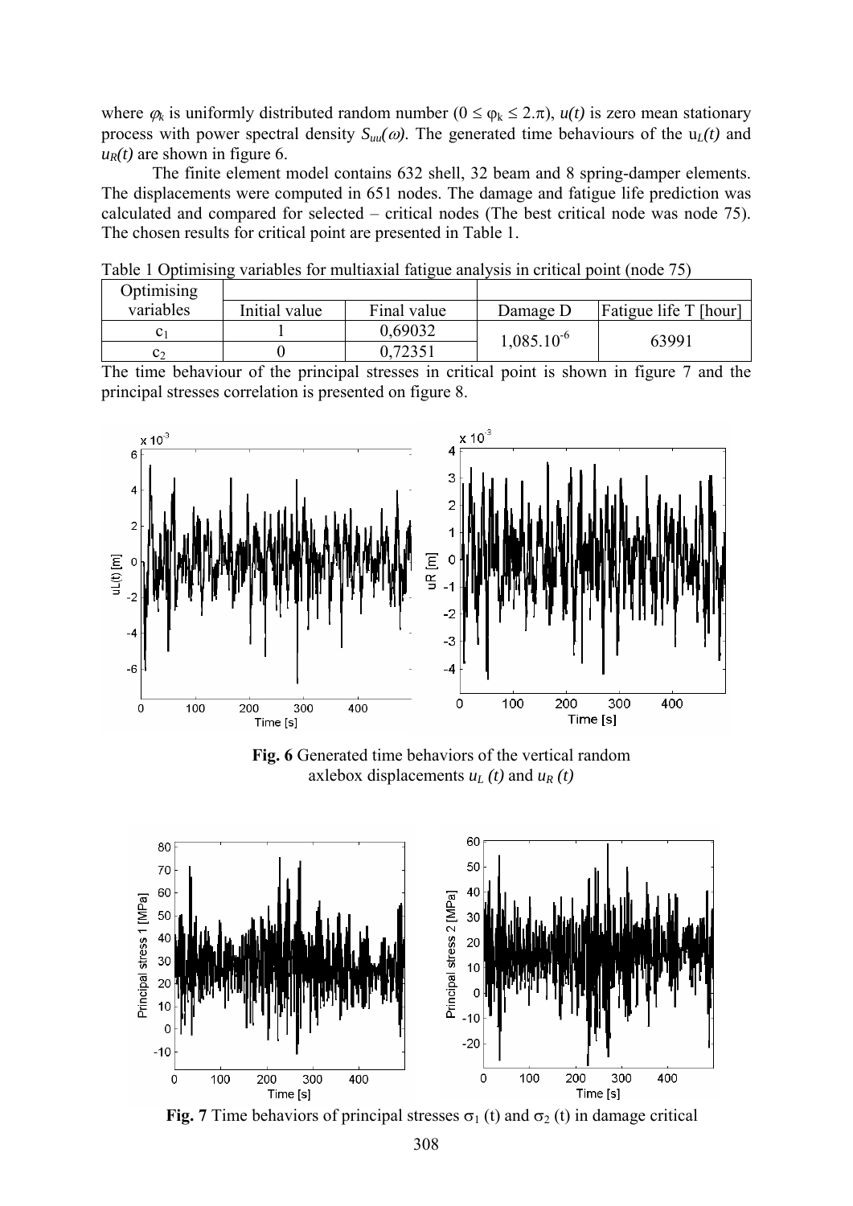where $\varphi_k$ is uniformly distributed random number ($0 \leq \varphi_k \leq 2.\pi$), $u(t)$ is zero mean stationary process with power spectral density $S_{uu}(\omega)$. The generated time behaviours of the $u_L(t)$ and $u_R(t)$ are shown in figure 6.

The finite element model contains 632 shell, 32 beam and 8 spring-damper elements. The displacements were computed in 651 nodes. The damage and fatigue life prediction was calculated and compared for selected – critical nodes (The best critical node was node 75). The chosen results for critical point are presented in Table 1.

Table 1 Optimising variables for multiaxial fatigue analysis in critical point (node 75)

| Optimising variables | Initial value | Final value | Damage D | Fatigue life T [hour] |
|---|---|---|---|---|
| $c_1$ | 1 | 0,69032 | $1{,}085.10^{-6}$ | 63991 |
| $c_2$ | 0 | 0,72351 | | |

The time behaviour of the principal stresses in critical point is shown in figure 7 and the principal stresses correlation is presented on figure 8.

**Fig. 6** Generated time behaviors of the vertical random axlebox displacements $u_L(t)$ and $u_R(t)$

**Fig. 7** Time behaviors of principal stresses $\sigma_1$ (t) and $\sigma_2$ (t) in damage critical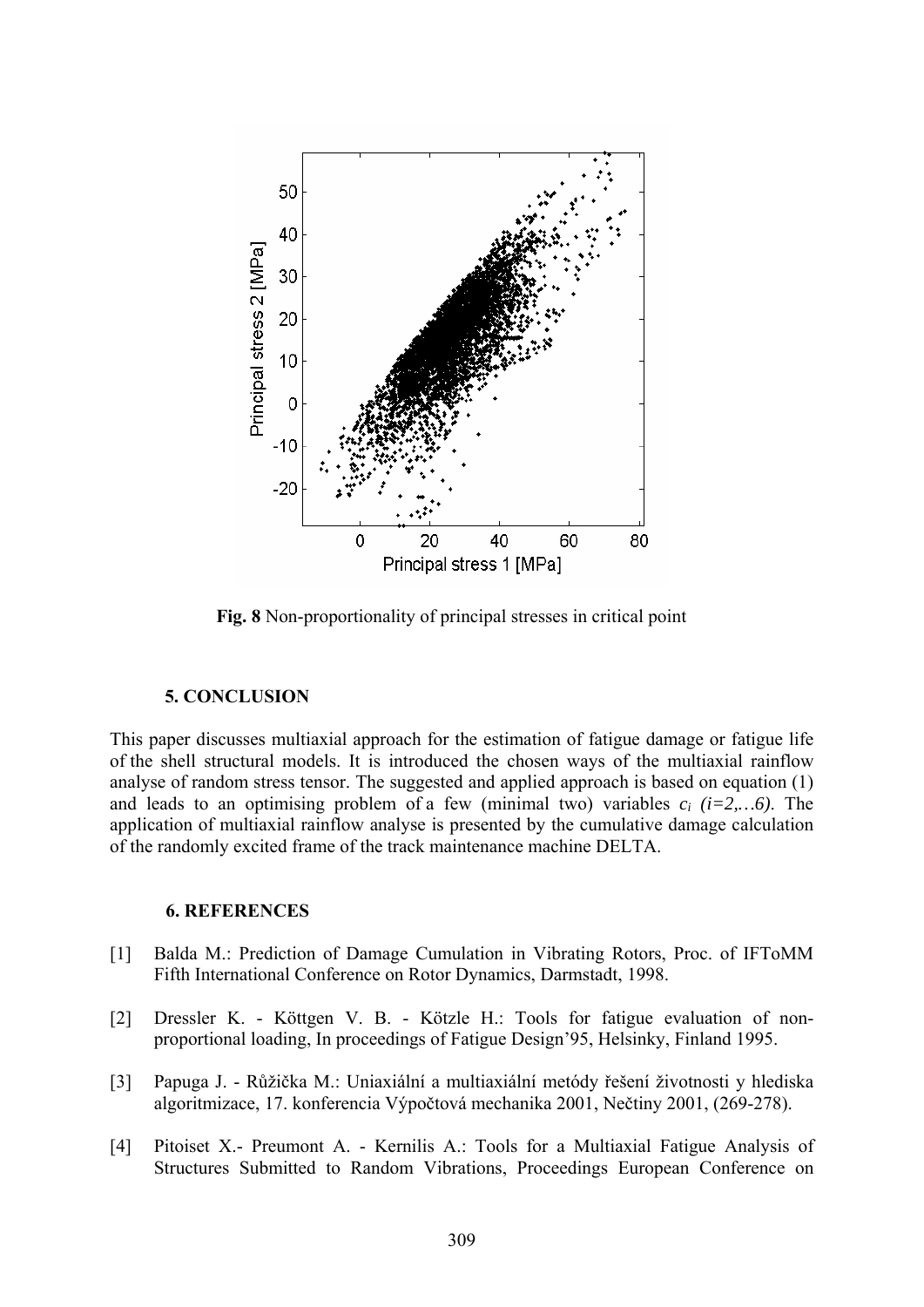**Fig. 8** Non-proportionality of principal stresses in critical point

## 5. CONCLUSION

This paper discusses multiaxial approach for the estimation of fatigue damage or fatigue life of the shell structural models. It is introduced the chosen ways of the multiaxial rainflow analyse of random stress tensor. The suggested and applied approach is based on equation (1) and leads to an optimising problem of a few (minimal two) variables $c_i$ $(i=2,\ldots6)$. The application of multiaxial rainflow analyse is presented by the cumulative damage calculation of the randomly excited frame of the track maintenance machine DELTA.

## 6. REFERENCES

[1] Balda M.: Prediction of Damage Cumulation in Vibrating Rotors, Proc. of IFToMM Fifth International Conference on Rotor Dynamics, Darmstadt, 1998.

[2] Dressler K. - Köttgen V. B. - Kötzle H.: Tools for fatigue evaluation of non-proportional loading, In proceedings of Fatigue Design'95, Helsinky, Finland 1995.

[3] Papuga J. - Růžička M.: Uniaxiální a multiaxiální metódy řešení životnosti y hlediska algoritmizace, 17. konferencia Výpočtová mechanika 2001, Nečtiny 2001, (269-278).

[4] Pitoiset X.- Preumont A. - Kernilis A.: Tools for a Multiaxial Fatigue Analysis of Structures Submitted to Random Vibrations, Proceedings European Conference on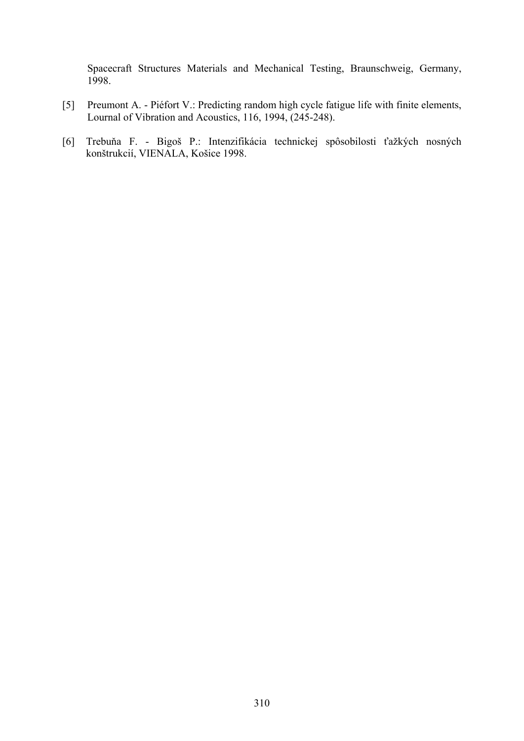Spacecraft Structures Materials and Mechanical Testing, Braunschweig, Germany, 1998.

[5] Preumont A. - Piéfort V.: Predicting random high cycle fatigue life with finite elements, Lournal of Vibration and Acoustics, 116, 1994, (245-248).

[6] Trebuňa F. - Bigoš P.: Intenzifikácia technickej spôsobilosti ťažkých nosných konštrukcií, VIENALA, Košice 1998.